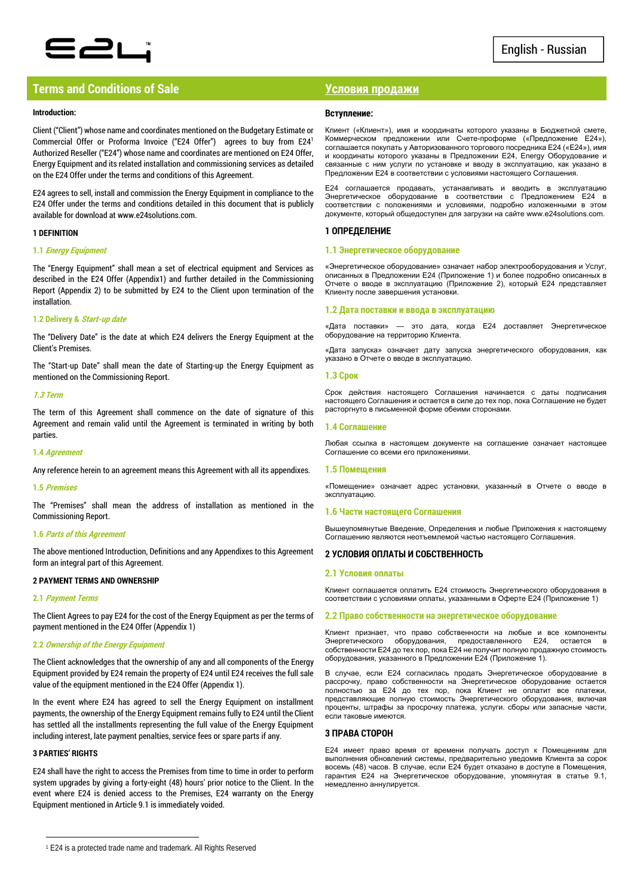E24™

English - Russian

## Terms and Conditions of Sale

**Introduction:**

Client ("Client") whose name and coordinates mentioned on the Budgetary Estimate or Commercial Offer or Proforma Invoice ("E24 Offer") agrees to buy from E24[1] Authorized Reseller ("E24") whose name and coordinates are mentioned on E24 Offer, Energy Equipment and its related installation and commissioning services as detailed on the E24 Offer under the terms and conditions of this Agreement.

E24 agrees to sell, install and commission the Energy Equipment in compliance to the E24 Offer under the terms and conditions detailed in this document that is publicly available for download at www.e24solutions.com.

### 1 DEFINITION

#### 1.1 *Energy Equipment*

The "Energy Equipment" shall mean a set of electrical equipment and Services as described in the E24 Offer (Appendix1) and further detailed in the Commissioning Report (Appendix 2) to be submitted by E24 to the Client upon termination of the installation.

#### 1.2 Delivery & *Start-up date*

The "Delivery Date" is the date at which E24 delivers the Energy Equipment at the Client's Premises.

The "Start-up Date" shall mean the date of Starting-up the Energy Equipment as mentioned on the Commissioning Report.

#### *1.3 Term*

The term of this Agreement shall commence on the date of signature of this Agreement and remain valid until the Agreement is terminated in writing by both parties.

#### 1.4 *Agreement*

Any reference herein to an agreement means this Agreement with all its appendixes.

#### 1.5 *Premises*

The "Premises" shall mean the address of installation as mentioned in the Commissioning Report.

#### 1.6 *Parts of this Agreement*

The above mentioned Introduction, Definitions and any Appendixes to this Agreement form an integral part of this Agreement.

### 2 PAYMENT TERMS AND OWNERSHIP

#### 2.1 *Payment Terms*

The Client Agrees to pay E24 for the cost of the Energy Equipment as per the terms of payment mentioned in the E24 Offer (Appendix 1)

#### 2.2 *Ownership of the Energy Equipment*

The Client acknowledges that the ownership of any and all components of the Energy Equipment provided by E24 remain the property of E24 until the E24 receives the full sale value of the equipment mentioned in the E24 Offer (Appendix 1).

In the event where E24 has agreed to sell the Energy Equipment on installment payments, the ownership of the Energy Equipment remains fully to E24 until the Client has settled all the installments representing the full value of the Energy Equipment including interest, late payment penalties, service fees or spare parts if any.

### 3 PARTIES' RIGHTS

E24 shall have the right to access the Premises from time to time in order to perform system upgrades by giving a forty-eight (48) hours' prior notice to the Client. In the event where E24 is denied access to the Premises, E24 warranty on the Energy Equipment mentioned in Article 9.1 is immediately voided.

[1] E24 is a protected trade name and trademark. All Rights Reserved

## Условия продажи

**Вступление:**

Клиент («Клиент»), имя и координаты которого указаны в Бюджетной смете, Коммерческом предложении или Счете-проформе («Предложение E24»), соглашается покупать у Авторизованного торгового посредника E24 («E24»), имя и координаты которого указаны в Предложении E24, Energy Оборудование и связанные с ним услуги по установке и вводу в эксплуатацию, как указано в Предложении E24 в соответствии с условиями настоящего Соглашения.

E24 соглашается продавать, устанавливать и вводить в эксплуатацию Энергетическое оборудование в соответствии с Предложением E24 в соответствии с положениями и условиями, подробно изложенными в этом документе, который общедоступен для загрузки на сайте www.e24solutions.com.

### 1 ОПРЕДЕЛЕНИЕ

#### 1.1 Энергетическое оборудование

«Энергетическое оборудование» означает набор электрооборудования и Услуг, описанных в Предложении E24 (Приложение 1) и более подробно описанных в Отчете о вводе в эксплуатацию (Приложение 2), который E24 представляет Клиенту после завершения установки.

#### 1.2 Дата поставки и ввода в эксплуатацию

«Дата поставки» — это дата, когда E24 доставляет Энергетическое оборудование на территорию Клиента.

«Дата запуска» означает дату запуска энергетического оборудования, как указано в Отчете о вводе в эксплуатацию.

#### 1.3 Срок

Срок действия настоящего Соглашения начинается с даты подписания настоящего Соглашения и остается в силе до тех пор, пока Соглашение не будет расторгнуто в письменной форме обеими сторонами.

#### 1.4 Соглашение

Любая ссылка в настоящем документе на соглашение означает настоящее Соглашение со всеми его приложениями.

#### 1.5 Помещения

«Помещение» означает адрес установки, указанный в Отчете о вводе в эксплуатацию.

#### 1.6 Части настоящего Соглашения

Вышеупомянутые Введение, Определения и любые Приложения к настоящему Соглашению являются неотъемлемой частью настоящего Соглашения.

### 2 УСЛОВИЯ ОПЛАТЫ И СОБСТВЕННОСТЬ

#### 2.1 Условия оплаты

Клиент соглашается оплатить E24 стоимость Энергетического оборудования в соответствии с условиями оплаты, указанными в Оферте E24 (Приложение 1)

#### 2.2 Право собственности на энергетическое оборудование

Клиент признает, что право собственности на любые и все компоненты Энергетического оборудования, предоставленного E24, остается в собственности E24 до тех пор, пока E24 не получит полную продажную стоимость оборудования, указанного в Предложении E24 (Приложение 1).

В случае, если E24 согласилась продать Энергетическое оборудование в рассрочку, право собственности на Энергетическое оборудование остается полностью за E24 до тех пор, пока Клиент не оплатит все платежи, представляющие полную стоимость Энергетического оборудования, включая проценты, штрафы за просрочку платежа, услуги. сборы или запасные части, если таковые имеются.

### 3 ПРАВА СТОРОН

E24 имеет право время от времени получать доступ к Помещениям для выполнения обновлений системы, предварительно уведомив Клиента за сорок восемь (48) часов. В случае, если E24 будет отказано в доступе в Помещения, гарантия E24 на Энергетическое оборудование, упомянутая в статье 9.1, немедленно аннулируется.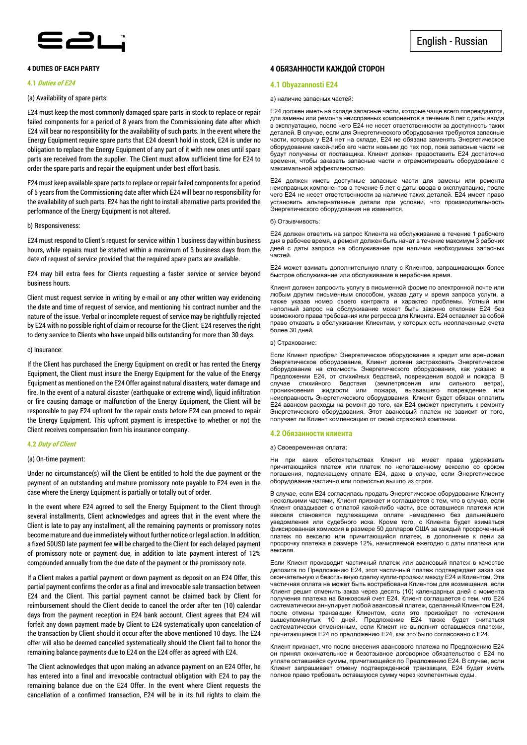## 4 DUTIES OF EACH PARTY

### 4.1 *Duties of E24*

(a) Availability of spare parts:

E24 must keep the most commonly damaged spare parts in stock to replace or repair failed components for a period of 8 years from the Commissioning date after which E24 will bear no responsibility for the availability of such parts. In the event where the Energy Equipment require spare parts that E24 doesn't hold in stock, E24 is under no obligation to replace the Energy Equipment of any part of it with new ones until spare parts are received from the supplier. The Client must allow sufficient time for E24 to order the spare parts and repair the equipment under best effort basis.

E24 must keep available spare parts to replace or repair failed components for a period of 5 years from the Commissioning date after which E24 will bear no responsibility for the availability of such parts. E24 has the right to install alternative parts provided the performance of the Energy Equipment is not altered.

b) Responsiveness:

E24 must respond to Client's request for service within 1 business day within business hours, while repairs must be started within a maximum of 3 business days from the date of request of service provided that the required spare parts are available.

E24 may bill extra fees for Clients requesting a faster service or service beyond business hours.

Client must request service in writing by e-mail or any other written way evidencing the date and time of request of service, and mentioning his contract number and the nature of the issue. Verbal or incomplete request of service may be rightfully rejected by E24 with no possible right of claim or recourse for the Client. E24 reserves the right to deny service to Clients who have unpaid bills outstanding for more than 30 days.

c) Insurance:

If the Client has purchased the Energy Equipment on credit or has rented the Energy Equipment, the Client must insure the Energy Equipment for the value of the Energy Equipment as mentioned on the E24 Offer against natural disasters, water damage and fire. In the event of a natural disaster (earthquake or extreme wind), liquid infiltration or fire causing damage or malfunction of the Energy Equipment, the Client will be responsible to pay E24 upfront for the repair costs before E24 can proceed to repair the Energy Equipment. This upfront payment is irrespective to whether or not the Client receives compensation from his insurance company.

### 4.2 *Duty of Client*

(a) On-time payment:

Under no circumstance(s) will the Client be entitled to hold the due payment or the payment of an outstanding and mature promissory note payable to E24 even in the case where the Energy Equipment is partially or totally out of order.

In the event where E24 agreed to sell the Energy Equipment to the Client through several installments, Client acknowledges and agrees that in the event where the Client is late to pay any installment, all the remaining payments or promissory notes become mature and due immediately without further notice or legal action. In addition, a fixed 50USD late payment fee will be charged to the Client for each delayed payment of promissory note or payment due, in addition to late payment interest of 12% compounded annually from the due date of the payment or the promissory note.

If a Client makes a partial payment or down payment as deposit on an E24 Offer, this partial payment confirms the order as a final and irrevocable sale transaction between E24 and the Client. This partial payment cannot be claimed back by Client for reimbursement should the Client decide to cancel the order after ten (10) calendar days from the payment reception in E24 bank account. Client agrees that E24 will forfeit any down payment made by Client to E24 systematically upon cancelation of the transaction by Client should it occur after the above mentioned 10 days. The E24 offer will also be deemed cancelled systematically should the Client fail to honor the remaining balance payments due to E24 on the E24 offer as agreed with E24.

The Client acknowledges that upon making an advance payment on an E24 Offer, he has entered into a final and irrevocable contractual obligation with E24 to pay the remaining balance due on the E24 Offer. In the event where Client requests the cancellation of a confirmed transaction, E24 will be in its full rights to claim the

## 4 ОБЯЗАННОСТИ КАЖДОЙ СТОРОН

### 4.1 Obyazannosti E24

а) наличие запасных частей:

E24 должен иметь на складе запасные части, которые чаще всего повреждаются, для замены или ремонта неисправных компонентов в течение 8 лет с даты ввода в эксплуатацию, после чего E24 не несет ответственности за доступность таких деталей. В случае, если для Энергетического оборудования требуются запасные части, которых у E24 нет на складе, E24 не обязана заменять Энергетическое оборудование какой-либо его части новыми до тех пор, пока запасные части не будут получены от поставщика. Клиент должен предоставить E24 достаточно времени, чтобы заказать запасные части и отремонтировать оборудование с максимальной эффективностью.

E24 должен иметь доступные запасные части для замены или ремонта неисправных компонентов в течение 5 лет с даты ввода в эксплуатацию, после чего E24 не несет ответственности за наличие таких деталей. E24 имеет право установить альтернативные детали при условии, что производительность Энергетического оборудования не изменится.

б) Отзывчивость:

E24 должен ответить на запрос Клиента на обслуживание в течение 1 рабочего дня в рабочее время, а ремонт должен быть начат в течение максимум 3 рабочих дней с даты запроса на обслуживание при наличии необходимых запасных частей.

E24 может взимать дополнительную плату с Клиентов, запрашивающих более быстрое обслуживание или обслуживание в нерабочее время.

Клиент должен запросить услугу в письменной форме по электронной почте или любым другим письменным способом, указав дату и время запроса услуги, а также указав номер своего контракта и характер проблемы. Устный или неполный запрос на обслуживание может быть законно отклонен E24 без возможного права требования или регресса для Клиента. E24 оставляет за собой право отказать в обслуживании Клиентам, у которых есть неоплаченные счета более 30 дней.

в) Страхование:

Если Клиент приобрел Энергетическое оборудование в кредит или арендовал Энергетическое оборудование, Клиент должен застраховать Энергетическое оборудование на стоимость Энергетического оборудования, как указано в Предложении E24, от стихийных бедствий, повреждения водой и пожара. В случае стихийного бедствия (землетрясения или сильного ветра), проникновения жидкости или пожара, вызвавшего повреждение или неисправность Энергетического оборудования, Клиент будет обязан оплатить E24 авансом расходы на ремонт до того, как E24 сможет приступить к ремонту Энергетического оборудования. Этот авансовый платеж не зависит от того, получает ли Клиент компенсацию от своей страховой компании.

### 4.2 Обязанности клиента

а) Своевременная оплата:

Ни при каких обстоятельствах Клиент не имеет права удерживать причитающийся платеж или платеж по непогашенному векселю со сроком погашения, подлежащему оплате E24, даже в случае, если Энергетическое оборудование частично или полностью вышло из строя.

В случае, если E24 согласилась продать Энергетическое оборудование Клиенту несколькими частями, Клиент признает и соглашается с тем, что в случае, если Клиент опаздывает с оплатой какой-либо части, все оставшиеся платежи или векселя становятся подлежащими оплате немедленно без дальнейшего уведомления или судебного иска. Кроме того, с Клиента будет взиматься фиксированная комиссия в размере 50 долларов США за каждый просроченный платеж по векселю или причитающийся платеж, в дополнение к пени за просрочку платежа в размере 12%, начисляемой ежегодно с даты платежа или векселя.

Если Клиент производит частичный платеж или авансовый платеж в качестве депозита по Предложению E24, этот частичный платеж подтверждает заказ как окончательную и безотзывную сделку купли-продажи между E24 и Клиентом. Эта частичная оплата не может быть востребована Клиентом для возмещения, если Клиент решит отменить заказ через десять (10) календарных дней с момента получения платежа на банковский счет E24. Клиент соглашается с тем, что E24 систематически аннулирует любой авансовый платеж, сделанный Клиентом E24, после отмены транзакции Клиентом, если это произойдет по истечении вышеупомянутых 10 дней. Предложение E24 также будет считаться систематически отмененным, если Клиент не выполнит оставшиеся платежи, причитающиеся E24 по предложению E24, как это было согласовано с E24.

Клиент признает, что после внесения авансового платежа по Предложению E24 он принял окончательное и безотзывное договорное обязательство с E24 по уплате оставшейся суммы, причитающейся по Предложению E24. В случае, если Клиент запрашивает отмену подтвержденной транзакции, E24 будет иметь полное право требовать оставшуюся сумму через компетентные суды.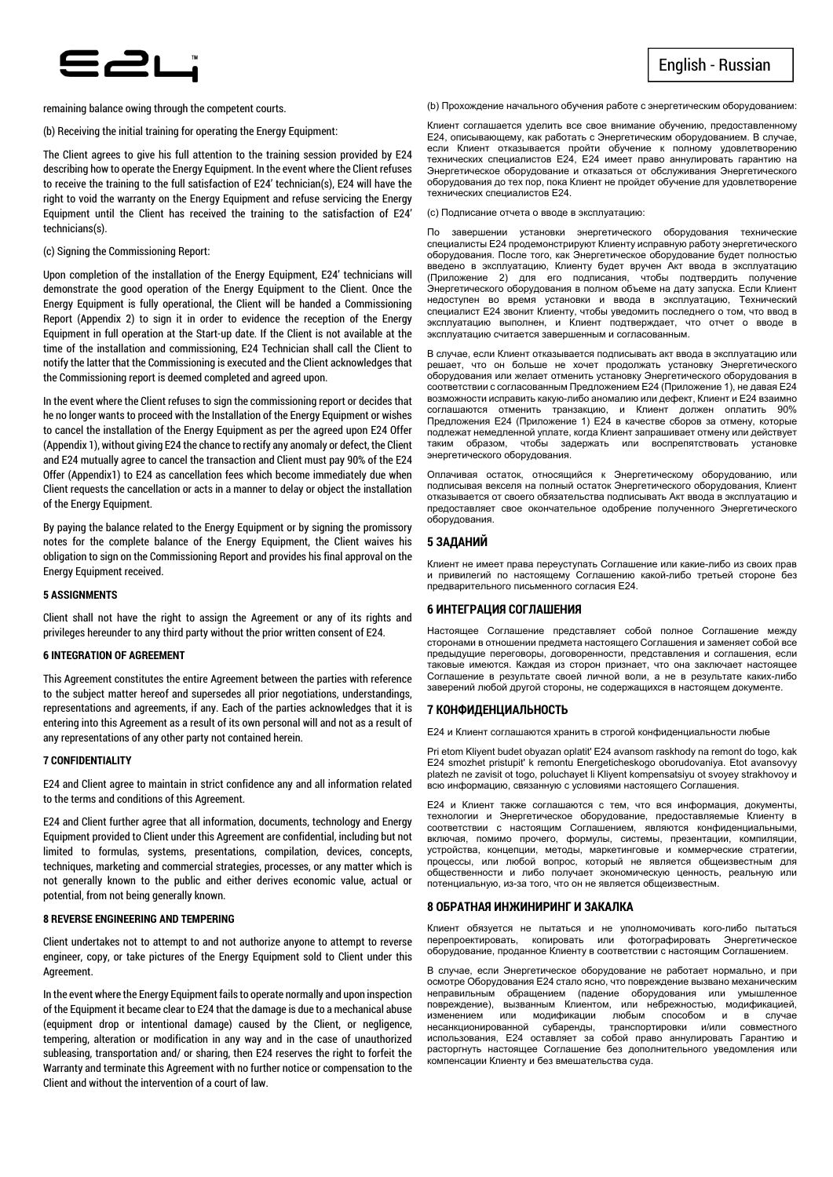remaining balance owing through the competent courts.

(b) Receiving the initial training for operating the Energy Equipment:

The Client agrees to give his full attention to the training session provided by E24 describing how to operate the Energy Equipment. In the event where the Client refuses to receive the training to the full satisfaction of E24' technician(s), E24 will have the right to void the warranty on the Energy Equipment and refuse servicing the Energy Equipment until the Client has received the training to the satisfaction of E24' technicians(s).

(c) Signing the Commissioning Report:

Upon completion of the installation of the Energy Equipment, E24' technicians will demonstrate the good operation of the Energy Equipment to the Client. Once the Energy Equipment is fully operational, the Client will be handed a Commissioning Report (Appendix 2) to sign it in order to evidence the reception of the Energy Equipment in full operation at the Start-up date. If the Client is not available at the time of the installation and commissioning, E24 Technician shall call the Client to notify the latter that the Commissioning is executed and the Client acknowledges that the Commissioning report is deemed completed and agreed upon.

In the event where the Client refuses to sign the commissioning report or decides that he no longer wants to proceed with the Installation of the Energy Equipment or wishes to cancel the installation of the Energy Equipment as per the agreed upon E24 Offer (Appendix 1), without giving E24 the chance to rectify any anomaly or defect, the Client and E24 mutually agree to cancel the transaction and Client must pay 90% of the E24 Offer (Appendix1) to E24 as cancellation fees which become immediately due when Client requests the cancellation or acts in a manner to delay or object the installation of the Energy Equipment.

By paying the balance related to the Energy Equipment or by signing the promissory notes for the complete balance of the Energy Equipment, the Client waives his obligation to sign on the Commissioning Report and provides his final approval on the Energy Equipment received.

**5 ASSIGNMENTS**

Client shall not have the right to assign the Agreement or any of its rights and privileges hereunder to any third party without the prior written consent of E24.

**6 INTEGRATION OF AGREEMENT**

This Agreement constitutes the entire Agreement between the parties with reference to the subject matter hereof and supersedes all prior negotiations, understandings, representations and agreements, if any. Each of the parties acknowledges that it is entering into this Agreement as a result of its own personal will and not as a result of any representations of any other party not contained herein.

**7 CONFIDENTIALITY**

E24 and Client agree to maintain in strict confidence any and all information related to the terms and conditions of this Agreement.

E24 and Client further agree that all information, documents, technology and Energy Equipment provided to Client under this Agreement are confidential, including but not limited to formulas, systems, presentations, compilation, devices, concepts, techniques, marketing and commercial strategies, processes, or any matter which is not generally known to the public and either derives economic value, actual or potential, from not being generally known.

**8 REVERSE ENGINEERING AND TEMPERING**

Client undertakes not to attempt to and not authorize anyone to attempt to reverse engineer, copy, or take pictures of the Energy Equipment sold to Client under this Agreement.

In the event where the Energy Equipment fails to operate normally and upon inspection of the Equipment it became clear to E24 that the damage is due to a mechanical abuse (equipment drop or intentional damage) caused by the Client, or negligence, tempering, alteration or modification in any way and in the case of unauthorized subleasing, transportation and/ or sharing, then E24 reserves the right to forfeit the Warranty and terminate this Agreement with no further notice or compensation to the Client and without the intervention of a court of law.

(b) Прохождение начального обучения работе с энергетическим оборудованием:

Клиент соглашается уделить все свое внимание обучению, предоставленному E24, описывающему, как работать с Энергетическим оборудованием. В случае, если Клиент отказывается пройти обучение к полному удовлетворению технических специалистов E24, E24 имеет право аннулировать гарантию на Энергетическое оборудование и отказаться от обслуживания Энергетического оборудования до тех пор, пока Клиент не пройдет обучение для удовлетворение технических специалистов E24.

(c) Подписание отчета о вводе в эксплуатацию:

По завершении установки энергетического оборудования технические специалисты E24 продемонстрируют Клиенту исправную работу энергетического оборудования. После того, как Энергетическое оборудование будет полностью введено в эксплуатацию, Клиенту будет вручен Акт ввода в эксплуатацию (Приложение 2) для его подписания, чтобы подтвердить получение Энергетического оборудования в полном объеме на дату запуска. Если Клиент недоступен во время установки и ввода в эксплуатацию, Технический специалист E24 звонит Клиенту, чтобы уведомить последнего о том, что ввод в эксплуатацию выполнен, и Клиент подтверждает, что отчет о вводе в эксплуатацию считается завершенным и согласованным.

В случае, если Клиент отказывается подписывать акт ввода в эксплуатацию или решает, что он больше не хочет продолжать установку Энергетического оборудования или желает отменить установку Энергетического оборудования в соответствии с согласованным Предложением E24 (Приложение 1), не давая E24 возможности исправить какую-либо аномалию или дефект, Клиент и E24 взаимно соглашаются отменить транзакцию, и Клиент должен оплатить 90% Предложения E24 (Приложение 1) E24 в качестве сборов за отмену, которые подлежат немедленной уплате, когда Клиент запрашивает отмену или действует таким образом, чтобы задержать или воспрепятствовать установке энергетического оборудования.

Оплачивая остаток, относящийся к Энергетическому оборудованию, или подписывая векселя на полный остаток Энергетического оборудования, Клиент отказывается от своего обязательства подписывать Акт ввода в эксплуатацию и предоставляет свое окончательное одобрение полученного Энергетического оборудования.

**5 ЗАДАНИЙ**

Клиент не имеет права переуступать Соглашение или какие-либо из своих прав и привилегий по настоящему Соглашению какой-либо третьей стороне без предварительного письменного согласия E24.

**6 ИНТЕГРАЦИЯ СОГЛАШЕНИЯ**

Настоящее Соглашение представляет собой полное Соглашение между сторонами в отношении предмета настоящего Соглашения и заменяет собой все предыдущие переговоры, договоренности, представления и соглашения, если таковые имеются. Каждая из сторон признает, что она заключает настоящее Соглашение в результате своей личной воли, а не в результате каких-либо заверений любой другой стороны, не содержащихся в настоящем документе.

**7 КОНФИДЕНЦИАЛЬНОСТЬ**

E24 и Клиент соглашаются хранить в строгой конфиденциальности любые

Pri etom Kliyent budet obyazan oplatit' E24 avansom raskhody na remont do togo, kak E24 smozhet pristupit' k remontu Energeticheskogo oborudovaniya. Etot avansovyy platezh ne zavisit ot togo, poluchayet li Kliyent kompensatsiyu ot svoyey strakhovoy и всю информацию, связанную с условиями настоящего Соглашения.

E24 и Клиент также соглашаются с тем, что вся информация, документы, технологии и Энергетическое оборудование, предоставляемые Клиенту в соответствии с настоящим Соглашением, являются конфиденциальными, включая, помимо прочего, формулы, системы, презентации, компиляции, устройства, концепции, методы, маркетинговые и коммерческие стратегии, процессы, или любой вопрос, который не является общеизвестным для общественности и либо получает экономическую ценность, реальную или потенциальную, из-за того, что он не является общеизвестным.

**8 ОБРАТНАЯ ИНЖИНИРИНГ И ЗАКАЛКА**

Клиент обязуется не пытаться и не уполномочивать кого-либо пытаться перепроектировать, копировать или фотографировать Энергетическое оборудование, проданное Клиенту в соответствии с настоящим Соглашением.

В случае, если Энергетическое оборудование не работает нормально, и при осмотре Оборудования E24 стало ясно, что повреждение вызвано механическим неправильным обращением (падение оборудования или умышленное повреждение), вызванным Клиентом, или небрежностью, модификацией, изменением или модификации любым способом и в случае несанкционированной субаренды, транспортировки и/или совместного использования, E24 оставляет за собой право аннулировать Гарантию и расторгнуть настоящее Соглашение без дополнительного уведомления или компенсации Клиенту и без вмешательства суда.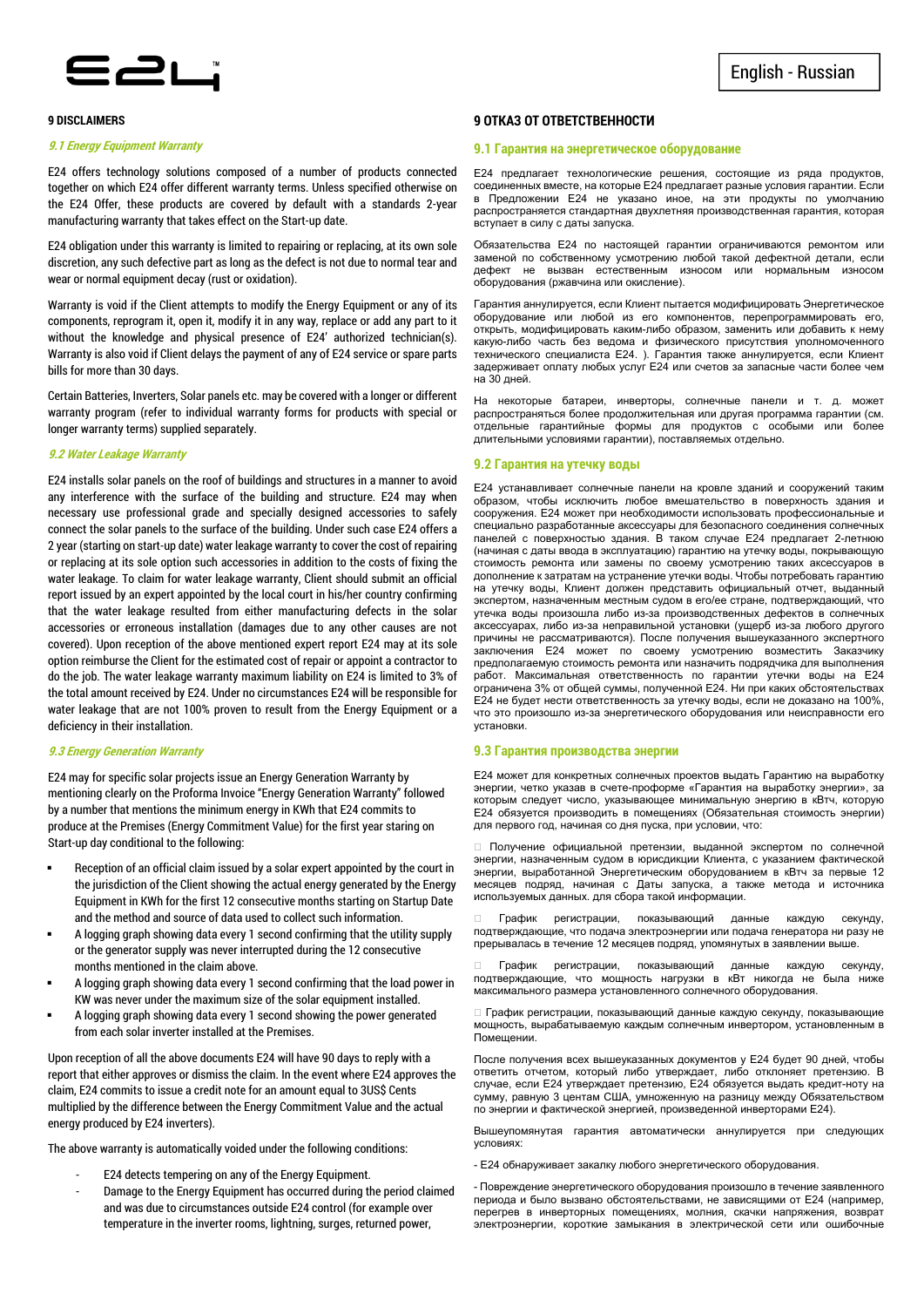# 9 DISCLAIMERS

## *9.1 Energy Equipment Warranty*

E24 offers technology solutions composed of a number of products connected together on which E24 offer different warranty terms. Unless specified otherwise on the E24 Offer, these products are covered by default with a standards 2-year manufacturing warranty that takes effect on the Start-up date.

E24 obligation under this warranty is limited to repairing or replacing, at its own sole discretion, any such defective part as long as the defect is not due to normal tear and wear or normal equipment decay (rust or oxidation).

Warranty is void if the Client attempts to modify the Energy Equipment or any of its components, reprogram it, open it, modify it in any way, replace or add any part to it without the knowledge and physical presence of E24' authorized technician(s). Warranty is also void if Client delays the payment of any of E24 service or spare parts bills for more than 30 days.

Certain Batteries, Inverters, Solar panels etc. may be covered with a longer or different warranty program (refer to individual warranty forms for products with special or longer warranty terms) supplied separately.

## *9.2 Water Leakage Warranty*

E24 installs solar panels on the roof of buildings and structures in a manner to avoid any interference with the surface of the building and structure. E24 may when necessary use professional grade and specially designed accessories to safely connect the solar panels to the surface of the building. Under such case E24 offers a 2 year (starting on start-up date) water leakage warranty to cover the cost of repairing or replacing at its sole option such accessories in addition to the costs of fixing the water leakage. To claim for water leakage warranty, Client should submit an official report issued by an expert appointed by the local court in his/her country confirming that the water leakage resulted from either manufacturing defects in the solar accessories or erroneous installation (damages due to any other causes are not covered). Upon reception of the above mentioned expert report E24 may at its sole option reimburse the Client for the estimated cost of repair or appoint a contractor to do the job. The water leakage warranty maximum liability on E24 is limited to 3% of the total amount received by E24. Under no circumstances E24 will be responsible for water leakage that are not 100% proven to result from the Energy Equipment or a deficiency in their installation.

## *9.3 Energy Generation Warranty*

E24 may for specific solar projects issue an Energy Generation Warranty by mentioning clearly on the Proforma Invoice "Energy Generation Warranty" followed by a number that mentions the minimum energy in KWh that E24 commits to produce at the Premises (Energy Commitment Value) for the first year staring on Start-up day conditional to the following:

- Reception of an official claim issued by a solar expert appointed by the court in the jurisdiction of the Client showing the actual energy generated by the Energy Equipment in KWh for the first 12 consecutive months starting on Startup Date and the method and source of data used to collect such information.
- A logging graph showing data every 1 second confirming that the utility supply or the generator supply was never interrupted during the 12 consecutive months mentioned in the claim above.
- A logging graph showing data every 1 second confirming that the load power in KW was never under the maximum size of the solar equipment installed.
- A logging graph showing data every 1 second showing the power generated from each solar inverter installed at the Premises.

Upon reception of all the above documents E24 will have 90 days to reply with a report that either approves or dismiss the claim. In the event where E24 approves the claim, E24 commits to issue a credit note for an amount equal to 3US$ Cents multiplied by the difference between the Energy Commitment Value and the actual energy produced by E24 inverters).

The above warranty is automatically voided under the following conditions:

- E24 detects tempering on any of the Energy Equipment.
- Damage to the Energy Equipment has occurred during the period claimed and was due to circumstances outside E24 control (for example over temperature in the inverter rooms, lightning, surges, returned power,

# 9 ОТКАЗ ОТ ОТВЕТСТВЕННОСТИ

## 9.1 Гарантия на энергетическое оборудование

E24 предлагает технологические решения, состоящие из ряда продуктов, соединенных вместе, на которые E24 предлагает разные условия гарантии. Если в Предложении E24 не указано иное, на эти продукты по умолчанию распространяется стандартная двухлетняя производственная гарантия, которая вступает в силу с даты запуска.

Обязательства E24 по настоящей гарантии ограничиваются ремонтом или заменой по собственному усмотрению любой такой дефектной детали, если дефект не вызван естественным износом или нормальным износом оборудования (ржавчина или окисление).

Гарантия аннулируется, если Клиент пытается модифицировать Энергетическое оборудование или любой из его компонентов, перепрограммировать его, открыть, модифицировать каким-либо образом, заменить или добавить к нему какую-либо часть без ведома и физического присутствия уполномоченного технического специалиста E24. ). Гарантия также аннулируется, если Клиент задерживает оплату любых услуг E24 или счетов за запасные части более чем на 30 дней.

На некоторые батареи, инверторы, солнечные панели и т. д. может распространяться более продолжительная или другая программа гарантии (см. отдельные гарантийные формы для продуктов с особыми или более длительными условиями гарантии), поставляемых отдельно.

## 9.2 Гарантия на утечку воды

E24 устанавливает солнечные панели на кровле зданий и сооружений таким образом, чтобы исключить любое вмешательство в поверхность здания и сооружения. E24 может при необходимости использовать профессиональные и специально разработанные аксессуары для безопасного соединения солнечных панелей с поверхностью здания. В таком случае E24 предлагает 2-летнюю (начиная с даты ввода в эксплуатацию) гарантию на утечку воды, покрывающую стоимость ремонта или замены по своему усмотрению таких аксессуаров в дополнение к затратам на устранение утечки воды. Чтобы потребовать гарантию на утечку воды, Клиент должен представить официальный отчет, выданный экспертом, назначенным местным судом в его/ее стране, подтверждающий, что утечка воды произошла либо из-за производственных дефектов в солнечных аксессуарах, либо из-за неправильной установки (ущерб из-за любого другого причины не рассматриваются). После получения вышеуказанного экспертного заключения E24 может по своему усмотрению возместить Заказчику предполагаемую стоимость ремонта или назначить подрядчика для выполнения работ. Максимальная ответственность по гарантии утечки воды на E24 ограничена 3% от общей суммы, полученной E24. Ни при каких обстоятельствах E24 не будет нести ответственность за утечку воды, если не доказано на 100%, что это произошло из-за энергетического оборудования или неисправности его установки.

## 9.3 Гарантия производства энергии

E24 может для конкретных солнечных проектов выдать Гарантию на выработку энергии, четко указав в счете-проформе «Гарантия на выработку энергии», за которым следует число, указывающее минимальную энергию в кВтч, которую E24 обязуется производить в помещениях (Обязательная стоимость энергии) для первого год, начиная со дня пуска, при условии, что:

- Получение официальной претензии, выданной экспертом по солнечной энергии, назначенным судом в юрисдикции Клиента, с указанием фактической энергии, выработанной Энергетическим оборудованием в кВтч за первые 12 месяцев подряд, начиная с Даты запуска, а также метода и источника используемых данных. для сбора такой информации.
- График регистрации, показывающий данные каждую секунду, подтверждающие, что подача электроэнергии или подача генератора ни разу не прерывалась в течение 12 месяцев подряд, упомянутых в заявлении выше.
- График регистрации, показывающий данные каждую секунду, подтверждающие, что мощность нагрузки в кВт никогда не была ниже максимального размера установленного солнечного оборудования.
- График регистрации, показывающий данные каждую секунду, показывающие мощность, вырабатываемую каждым солнечным инвертором, установленным в Помещении.

После получения всех вышеуказанных документов у E24 будет 90 дней, чтобы ответить отчетом, который либо утверждает, либо отклоняет претензию. В случае, если E24 утверждает претензию, E24 обязуется выдать кредит-ноту на сумму, равную 3 центам США, умноженную на разницу между Обязательством по энергии и фактической энергией, произведенной инверторами E24).

Вышеупомянутая гарантия автоматически аннулируется при следующих условиях:

- E24 обнаруживает закалку любого энергетического оборудования.

- Повреждение энергетического оборудования произошло в течение заявленного периода и было вызвано обстоятельствами, не зависящими от E24 (например, перегрев в инверторных помещениях, молния, скачки напряжения, возврат электроэнергии, короткие замыкания в электрической сети или ошибочные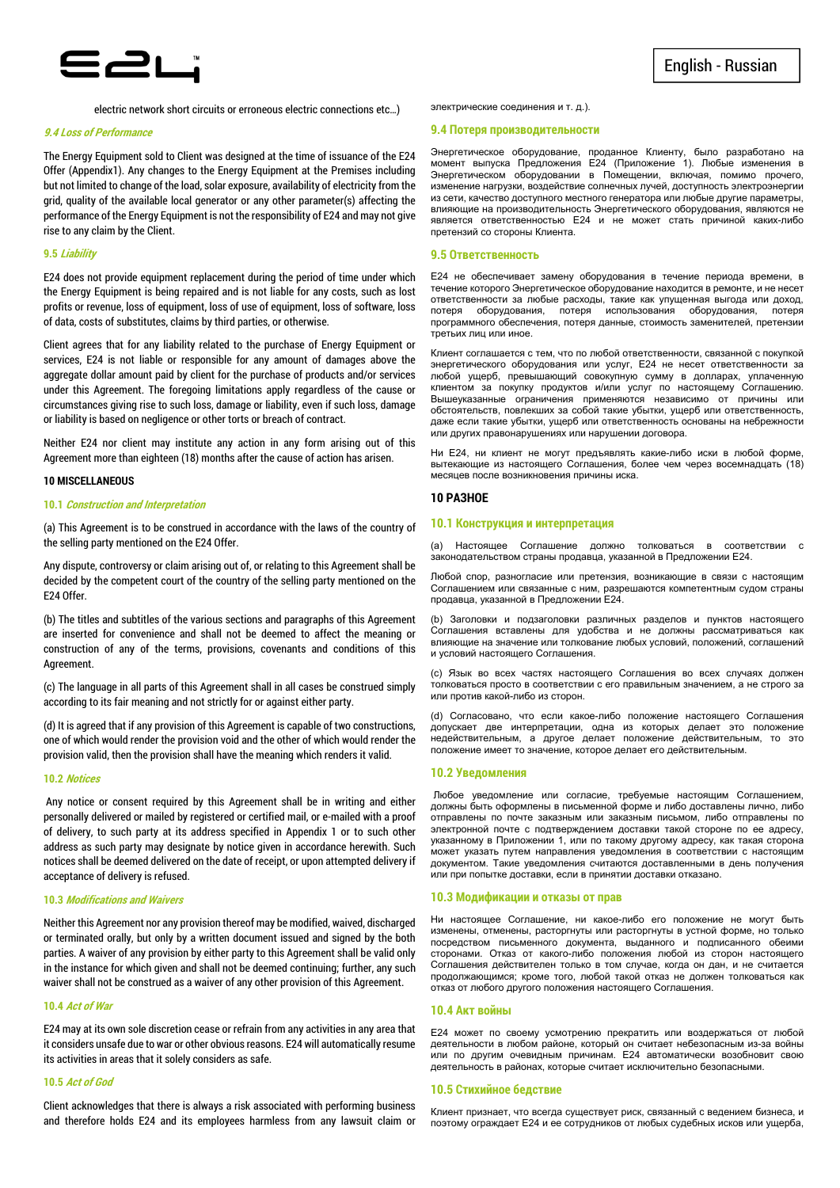electric network short circuits or erroneous electric connections etc…)

### *9.4 Loss of Performance*

The Energy Equipment sold to Client was designed at the time of issuance of the E24 Offer (Appendix1). Any changes to the Energy Equipment at the Premises including but not limited to change of the load, solar exposure, availability of electricity from the grid, quality of the available local generator or any other parameter(s) affecting the performance of the Energy Equipment is not the responsibility of E24 and may not give rise to any claim by the Client.

### 9.5 *Liability*

E24 does not provide equipment replacement during the period of time under which the Energy Equipment is being repaired and is not liable for any costs, such as lost profits or revenue, loss of equipment, loss of use of equipment, loss of software, loss of data, costs of substitutes, claims by third parties, or otherwise.

Client agrees that for any liability related to the purchase of Energy Equipment or services, E24 is not liable or responsible for any amount of damages above the aggregate dollar amount paid by client for the purchase of products and/or services under this Agreement. The foregoing limitations apply regardless of the cause or circumstances giving rise to such loss, damage or liability, even if such loss, damage or liability is based on negligence or other torts or breach of contract.

Neither E24 nor client may institute any action in any form arising out of this Agreement more than eighteen (18) months after the cause of action has arisen.

## 10 MISCELLANEOUS

### 10.1 *Construction and Interpretation*

(a) This Agreement is to be construed in accordance with the laws of the country of the selling party mentioned on the E24 Offer.

Any dispute, controversy or claim arising out of, or relating to this Agreement shall be decided by the competent court of the country of the selling party mentioned on the E24 Offer.

(b) The titles and subtitles of the various sections and paragraphs of this Agreement are inserted for convenience and shall not be deemed to affect the meaning or construction of any of the terms, provisions, covenants and conditions of this Agreement.

(c) The language in all parts of this Agreement shall in all cases be construed simply according to its fair meaning and not strictly for or against either party.

(d) It is agreed that if any provision of this Agreement is capable of two constructions, one of which would render the provision void and the other of which would render the provision valid, then the provision shall have the meaning which renders it valid.

### 10.2 *Notices*

Any notice or consent required by this Agreement shall be in writing and either personally delivered or mailed by registered or certified mail, or e-mailed with a proof of delivery, to such party at its address specified in Appendix 1 or to such other address as such party may designate by notice given in accordance herewith. Such notices shall be deemed delivered on the date of receipt, or upon attempted delivery if acceptance of delivery is refused.

### 10.3 *Modifications and Waivers*

Neither this Agreement nor any provision thereof may be modified, waived, discharged or terminated orally, but only by a written document issued and signed by the both parties. A waiver of any provision by either party to this Agreement shall be valid only in the instance for which given and shall not be deemed continuing; further, any such waiver shall not be construed as a waiver of any other provision of this Agreement.

### 10.4 *Act of War*

E24 may at its own sole discretion cease or refrain from any activities in any area that it considers unsafe due to war or other obvious reasons. E24 will automatically resume its activities in areas that it solely considers as safe.

### 10.5 *Act of God*

Client acknowledges that there is always a risk associated with performing business and therefore holds E24 and its employees harmless from any lawsuit claim or

электрические соединения и т. д.).

### 9.4 Потеря производительности

Энергетическое оборудование, проданное Клиенту, было разработано на момент выпуска Предложения E24 (Приложение 1). Любые изменения в Энергетическом оборудовании в Помещении, включая, помимо прочего, изменение нагрузки, воздействие солнечных лучей, доступность электроэнергии из сети, качество доступного местного генератора или любые другие параметры, влияющие на производительность Энергетического оборудования, являются не является ответственностью E24 и не может стать причиной каких-либо претензий со стороны Клиента.

### 9.5 Ответственность

E24 не обеспечивает замену оборудования в течение периода времени, в течение которого Энергетическое оборудование находится в ремонте, и не несет ответственности за любые расходы, такие как упущенная выгода или доход, потеря оборудования, потеря использования оборудования, потеря программного обеспечения, потеря данные, стоимость заменителей, претензии третьих лиц или иное.

Клиент соглашается с тем, что по любой ответственности, связанной с покупкой энергетического оборудования или услуг, E24 не несет ответственности за любой ущерб, превышающий совокупную сумму в долларах, уплаченную клиентом за покупку продуктов и/или услуг по настоящему Соглашению. Вышеуказанные ограничения применяются независимо от причины или обстоятельств, повлекших за собой такие убытки, ущерб или ответственность, даже если такие убытки, ущерб или ответственность основаны на небрежности или других правонарушениях или нарушении договора.

Ни E24, ни клиент не могут предъявлять какие-либо иски в любой форме, вытекающие из настоящего Соглашения, более чем через восемнадцать (18) месяцев после возникновения причины иска.

## 10 РАЗНОЕ

### 10.1 Конструкция и интерпретация

(a) Настоящее Соглашение должно толковаться в соответствии с законодательством страны продавца, указанной в Предложении E24.

Любой спор, разногласие или претензия, возникающие в связи с настоящим Соглашением или связанные с ним, разрешаются компетентным судом страны продавца, указанной в Предложении E24.

(b) Заголовки и подзаголовки различных разделов и пунктов настоящего Соглашения вставлены для удобства и не должны рассматриваться как влияющие на значение или толкование любых условий, положений, соглашений и условий настоящего Соглашения.

(c) Язык во всех частях настоящего Соглашения во всех случаях должен толковаться просто в соответствии с его правильным значением, а не строго за или против какой-либо из сторон.

(d) Согласовано, что если какое-либо положение настоящего Соглашения допускает две интерпретации, одна из которых делает это положение недействительным, а другое делает положение действительным, то это положение имеет то значение, которое делает его действительным.

### 10.2 Уведомления

Любое уведомление или согласие, требуемые настоящим Соглашением, должны быть оформлены в письменной форме и либо доставлены лично, либо отправлены по почте заказным или заказным письмом, либо отправлены по электронной почте с подтверждением доставки такой стороне по ее адресу, указанному в Приложении 1, или по такому другому адресу, как такая сторона может указать путем направления уведомления в соответствии с настоящим документом. Такие уведомления считаются доставленными в день получения или при попытке доставки, если в принятии доставки отказано.

### 10.3 Модификации и отказы от прав

Ни настоящее Соглашение, ни какое-либо его положение не могут быть изменены, отменены, расторгнуты или расторгнуты в устной форме, но только посредством письменного документа, выданного и подписанного обеими сторонами. Отказ от какого-либо положения любой из сторон настоящего Соглашения действителен только в том случае, когда он дан, и не считается продолжающимся; кроме того, любой такой отказ не должен толковаться как отказ от любого другого положения настоящего Соглашения.

### 10.4 Акт войны

E24 может по своему усмотрению прекратить или воздержаться от любой деятельности в любом районе, который он считает небезопасным из-за войны или по другим очевидным причинам. E24 автоматически возобновит свою деятельность в районах, которые считает исключительно безопасными.

### 10.5 Стихийное бедствие

Клиент признает, что всегда существует риск, связанный с ведением бизнеса, и поэтому ограждает E24 и ее сотрудников от любых судебных исков или ущерба,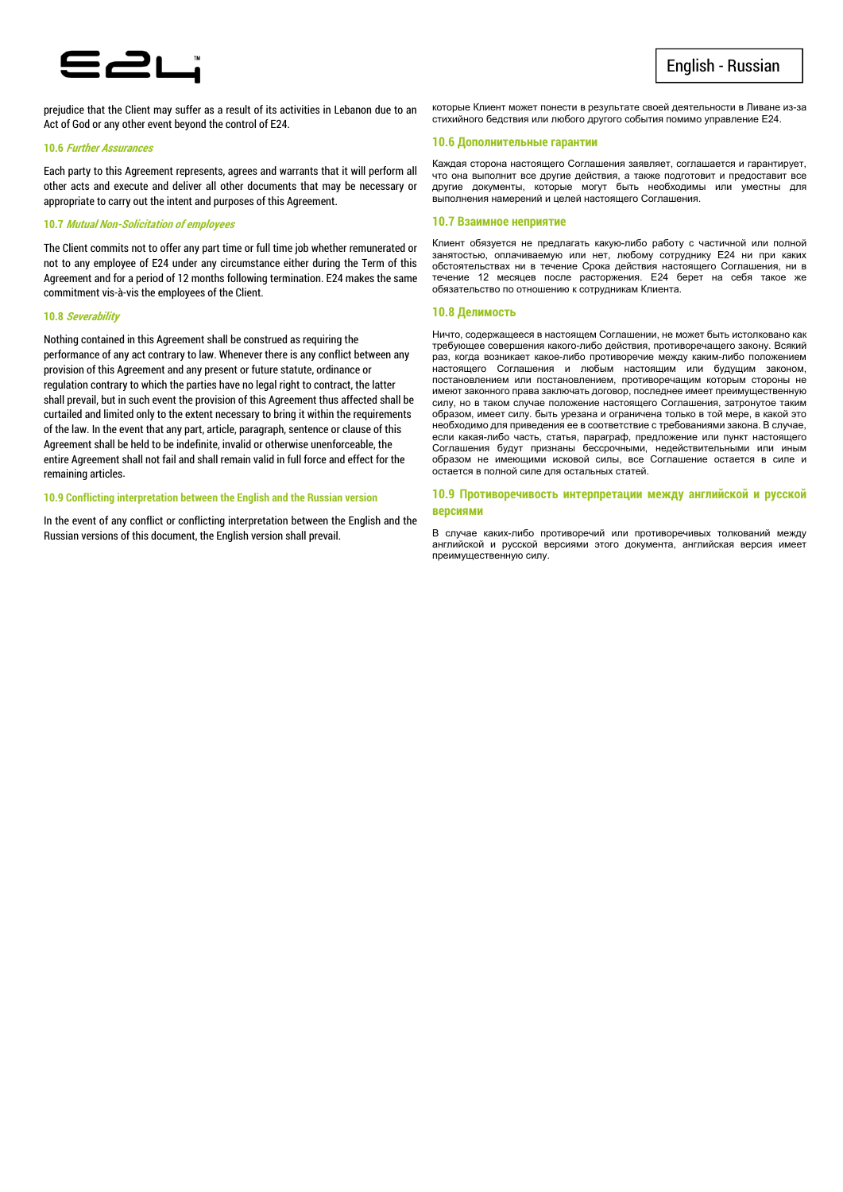prejudice that the Client may suffer as a result of its activities in Lebanon due to an Act of God or any other event beyond the control of E24.

### 10.6 *Further Assurances*

Each party to this Agreement represents, agrees and warrants that it will perform all other acts and execute and deliver all other documents that may be necessary or appropriate to carry out the intent and purposes of this Agreement.

### 10.7 *Mutual Non-Solicitation of employees*

The Client commits not to offer any part time or full time job whether remunerated or not to any employee of E24 under any circumstance either during the Term of this Agreement and for a period of 12 months following termination. E24 makes the same commitment vis-à-vis the employees of the Client.

### 10.8 *Severability*

Nothing contained in this Agreement shall be construed as requiring the performance of any act contrary to law. Whenever there is any conflict between any provision of this Agreement and any present or future statute, ordinance or regulation contrary to which the parties have no legal right to contract, the latter shall prevail, but in such event the provision of this Agreement thus affected shall be curtailed and limited only to the extent necessary to bring it within the requirements of the law. In the event that any part, article, paragraph, sentence or clause of this Agreement shall be held to be indefinite, invalid or otherwise unenforceable, the entire Agreement shall not fail and shall remain valid in full force and effect for the remaining articles.

### 10.9 Conflicting interpretation between the English and the Russian version

In the event of any conflict or conflicting interpretation between the English and the Russian versions of this document, the English version shall prevail.

которые Клиент может понести в результате своей деятельности в Ливане из-за стихийного бедствия или любого другого события помимо управление E24.

### 10.6 Дополнительные гарантии

Каждая сторона настоящего Соглашения заявляет, соглашается и гарантирует, что она выполнит все другие действия, а также подготовит и предоставит все другие документы, которые могут быть необходимы или уместны для выполнения намерений и целей настоящего Соглашения.

### 10.7 Взаимное непринятие

Клиент обязуется не предлагать какую-либо работу с частичной или полной занятостью, оплачиваемую или нет, любому сотруднику E24 ни при каких обстоятельствах ни в течение Срока действия настоящего Соглашения, ни в течение 12 месяцев после расторжения. E24 берет на себя такое же обязательство по отношению к сотрудникам Клиента.

### 10.8 Делимость

Ничто, содержащееся в настоящем Соглашении, не может быть истолковано как требующее совершения какого-либо действия, противоречащего закону. Всякий раз, когда возникает какое-либо противоречие между каким-либо положением настоящего Соглашения и любым настоящим или будущим законом, постановлением или постановлением, противоречащим которым стороны не имеют законного права заключать договор, последнее имеет преимущественную силу, но в таком случае положение настоящего Соглашения, затронутое таким образом, имеет силу. быть урезана и ограничена только в той мере, в какой это необходимо для приведения ее в соответствие с требованиями закона. В случае, если какая-либо часть, статья, параграф, предложение или пункт настоящего Соглашения будут признаны бессрочными, недействительными или иным образом не имеющими исковой силы, все Соглашение остается в силе и остается в полной силе для остальных статей.

### 10.9 Противоречивость интерпретации между английской и русской версиями

В случае каких-либо противоречий или противоречивых толкований между английской и русской версиями этого документа, английская версия имеет преимущественную силу.